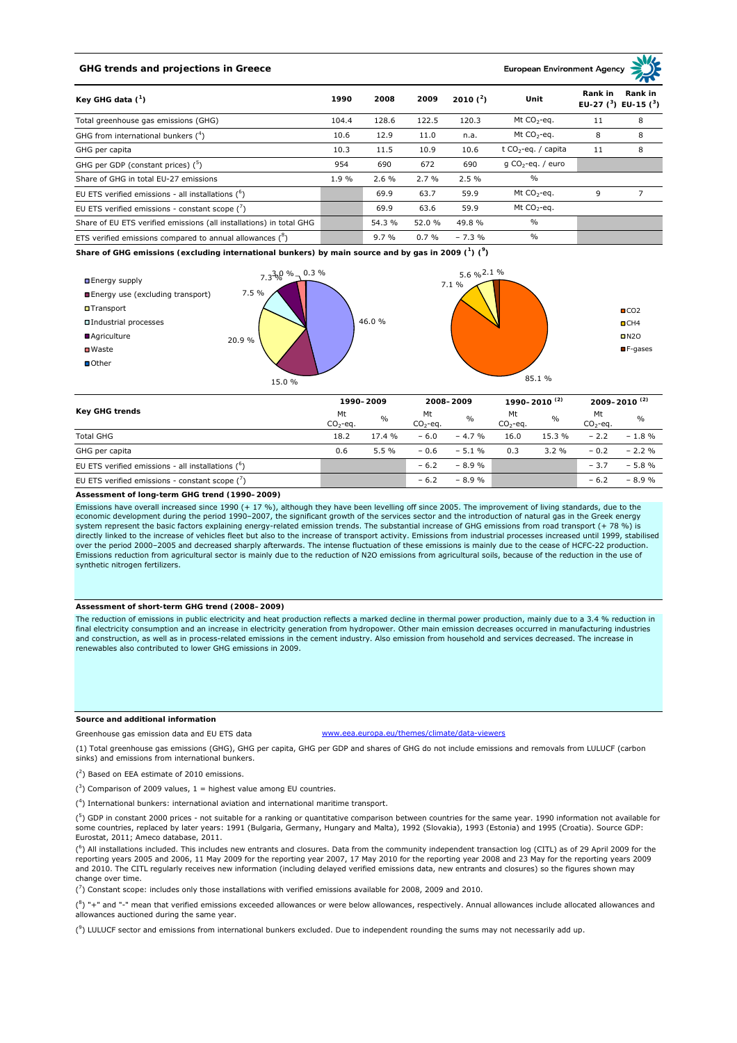# GHG trends and projections in Greece

European Environment Agency

| Key GHG data [1] | 1990 | 2008 | 2009 | 2010 [2] | Unit | Rank in EU-27 [3] | Rank in EU-15 [3] |
|---|---|---|---|---|---|---|---|
| Total greenhouse gas emissions (GHG) | 104.4 | 128.6 | 122.5 | 120.3 | Mt $CO_2$-eq. | 11 | 8 |
| GHG from international bunkers [4] | 10.6 | 12.9 | 11.0 | n.a. | Mt $CO_2$-eq. | 8 | 8 |
| GHG per capita | 10.3 | 11.5 | 10.9 | 10.6 | t $CO_2$-eq. / capita | 11 | 8 |
| GHG per GDP (constant prices) [5] | 954 | 690 | 672 | 690 | g $CO_2$-eq. / euro | | |
| Share of GHG in total EU-27 emissions | 1.9 % | 2.6 % | 2.7 % | 2.5 % | % | | |
| EU ETS verified emissions - all installations [6] | | 69.9 | 63.7 | 59.9 | Mt $CO_2$-eq. | 9 | 7 |
| EU ETS verified emissions - constant scope [7] | | 69.9 | 63.6 | 59.9 | Mt $CO_2$-eq. | | |
| Share of EU ETS verified emissions (all installations) in total GHG | | 54.3 % | 52.0 % | 49.8 % | % | | |
| ETS verified emissions compared to annual allowances [8] | | 9.7 % | 0.7 % | – 7.3 % | % | | |

**Share of GHG emissions (excluding international bunkers) by main source and by gas in 2009 [1] [9]**

By main source: Energy supply 46.0 %; Energy use (excluding transport) 15.0 %; Transport 20.9 %; Industrial processes 7.5 %; Agriculture 7.3 %; Waste 3.0 %; Other 0.3 %

By gas: $CO_2$ 85.1 %; $CH_4$ 7.1 %; $N_2O$ 5.6 %; F-gases 2.1 %

| Key GHG trends | 1990–2009 | | 2008–2009 | | 1990–2010 [2] | | 2009–2010 [2] | |
|---|---|---|---|---|---|---|---|---|
| | Mt $CO_2$-eq. | % | Mt $CO_2$-eq. | % | Mt $CO_2$-eq. | % | Mt $CO_2$-eq. | % |
| Total GHG | 18.2 | 17.4 % | – 6.0 | – 4.7 % | 16.0 | 15.3 % | – 2.2 | – 1.8 % |
| GHG per capita | 0.6 | 5.5 % | – 0.6 | – 5.1 % | 0.3 | 3.2 % | – 0.2 | – 2.2 % |
| EU ETS verified emissions - all installations [6] | | | – 6.2 | – 8.9 % | | | – 3.7 | – 5.8 % |
| EU ETS verified emissions - constant scope [7] | | | – 6.2 | – 8.9 % | | | – 6.2 | – 8.9 % |

### Assessment of long-term GHG trend (1990–2009)

Emissions have overall increased since 1990 (+ 17 %), although they have been levelling off since 2005. The improvement of living standards, due to the economic development during the period 1990–2007, the significant growth of the services sector and the introduction of natural gas in the Greek energy system represent the basic factors explaining energy-related emission trends. The substantial increase of GHG emissions from road transport (+ 78 %) is directly linked to the increase of vehicles fleet but also to the increase of transport activity. Emissions from industrial processes increased until 1999, stabilised over the period 2000–2005 and decreased sharply afterwards. The intense fluctuation of these emissions is mainly due to the cease of HCFC-22 production. Emissions reduction from agricultural sector is mainly due to the reduction of N2O emissions from agricultural soils, because of the reduction in the use of synthetic nitrogen fertilizers.

### Assessment of short-term GHG trend (2008–2009)

The reduction of emissions in public electricity and heat production reflects a marked decline in thermal power production, mainly due to a 3.4 % reduction in final electricity consumption and an increase in electricity generation from hydropower. Other main emission decreases occurred in manufacturing industries and construction, as well as in process-related emissions in the cement industry. Also emission from household and services decreased. The increase in renewables also contributed to lower GHG emissions in 2009.

### Source and additional information

Greenhouse gas emission data and EU ETS data www.eea.europa.eu/themes/climate/data-viewers

(1) Total greenhouse gas emissions (GHG), GHG per capita, GHG per GDP and shares of GHG do not include emissions and removals from LULUCF (carbon sinks) and emissions from international bunkers.

(2) Based on EEA estimate of 2010 emissions.

(3) Comparison of 2009 values, 1 = highest value among EU countries.

(4) International bunkers: international aviation and international maritime transport.

(5) GDP in constant 2000 prices - not suitable for a ranking or quantitative comparison between countries for the same year. 1990 information not available for some countries, replaced by later years: 1991 (Bulgaria, Germany, Hungary and Malta), 1992 (Slovakia), 1993 (Estonia) and 1995 (Croatia). Source GDP: Eurostat, 2011; Ameco database, 2011.

(6) All installations included. This includes new entrants and closures. Data from the community independent transaction log (CITL) as of 29 April 2009 for the reporting years 2005 and 2006, 11 May 2009 for the reporting year 2007, 17 May 2010 for the reporting year 2008 and 23 May for the reporting years 2009 and 2010. The CITL regularly receives new information (including delayed verified emissions data, new entrants and closures) so the figures shown may change over time.

(7) Constant scope: includes only those installations with verified emissions available for 2008, 2009 and 2010.

(8) "+" and "-" mean that verified emissions exceeded allowances or were below allowances, respectively. Annual allowances include allocated allowances and allowances auctioned during the same year.

(9) LULUCF sector and emissions from international bunkers excluded. Due to independent rounding the sums may not necessarily add up.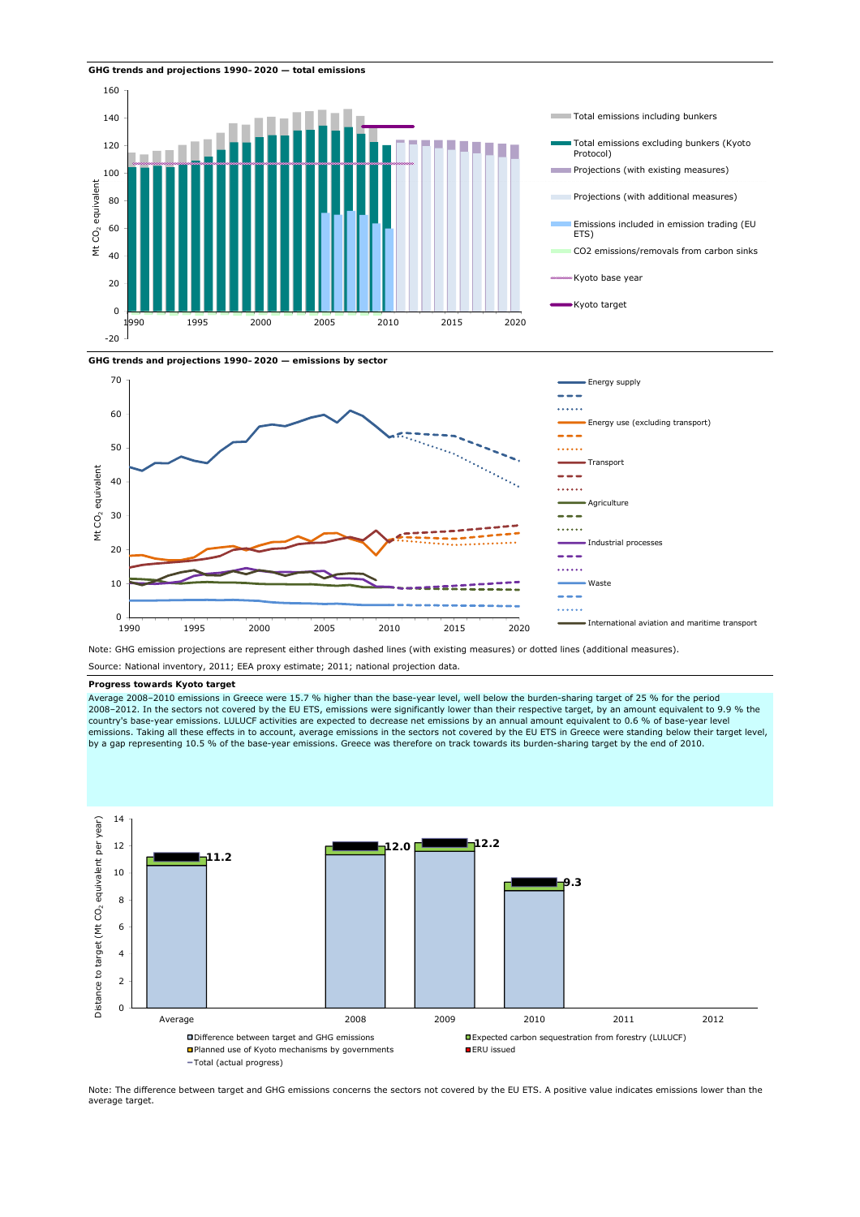**GHG trends and projections 1990- 2020 — total emissions**

160
140
120
100
80
60
40
20
0
-20

Mt $CO_2$ equivalent

1990 1995 2000 2005 2010 2015 2020

Total emissions including bunkers

Total emissions excluding bunkers (Kyoto Protocol)

Projections (with existing measures)

Projections (with additional measures)

Emissions included in emission trading (EU ETS)

CO2 emissions/removals from carbon sinks

Kyoto base year

Kyoto target

**GHG trends and projections 1990- 2020 — emissions by sector**

70
60
50
40
30
20
10
0

Mt $CO_2$ equivalent

1990 1995 2000 2005 2010 2015 2020

Energy supply

Energy use (excluding transport)

Transport

Agriculture

Industrial processes

Waste

International aviation and maritime transport

Note: GHG emission projections are represent either through dashed lines (with existing measures) or dotted lines (additional measures).

Source: National inventory, 2011; EEA proxy estimate; 2011; national projection data.

**Progress towards Kyoto target**

Average 2008–2010 emissions in Greece were 15.7 % higher than the base-year level, well below the burden-sharing target of 25 % for the period 2008–2012. In the sectors not covered by the EU ETS, emissions were significantly lower than their respective target, by an amount equivalent to 9.9 % the country's base-year emissions. LULUCF activities are expected to decrease net emissions by an annual amount equivalent to 0.6 % of base-year level emissions. Taking all these effects in to account, average emissions in the sectors not covered by the EU ETS in Greece were standing below their target level, by a gap representing 10.5 % of the base-year emissions. Greece was therefore on track towards its burden-sharing target by the end of 2010.

14
12
10
8
6
4
2
0

Distance to target (Mt $CO_2$ equivalent per year)

11.2
12.0
12.2
9.3

Average 2008 2009 2010 2011 2012

Difference between target and GHG emissions

Expected carbon sequestration from forestry (LULUCF)

Planned use of Kyoto mechanisms by governments

ERU issued

Total (actual progress)

Note: The difference between target and GHG emissions concerns the sectors not covered by the EU ETS. A positive value indicates emissions lower than the average target.